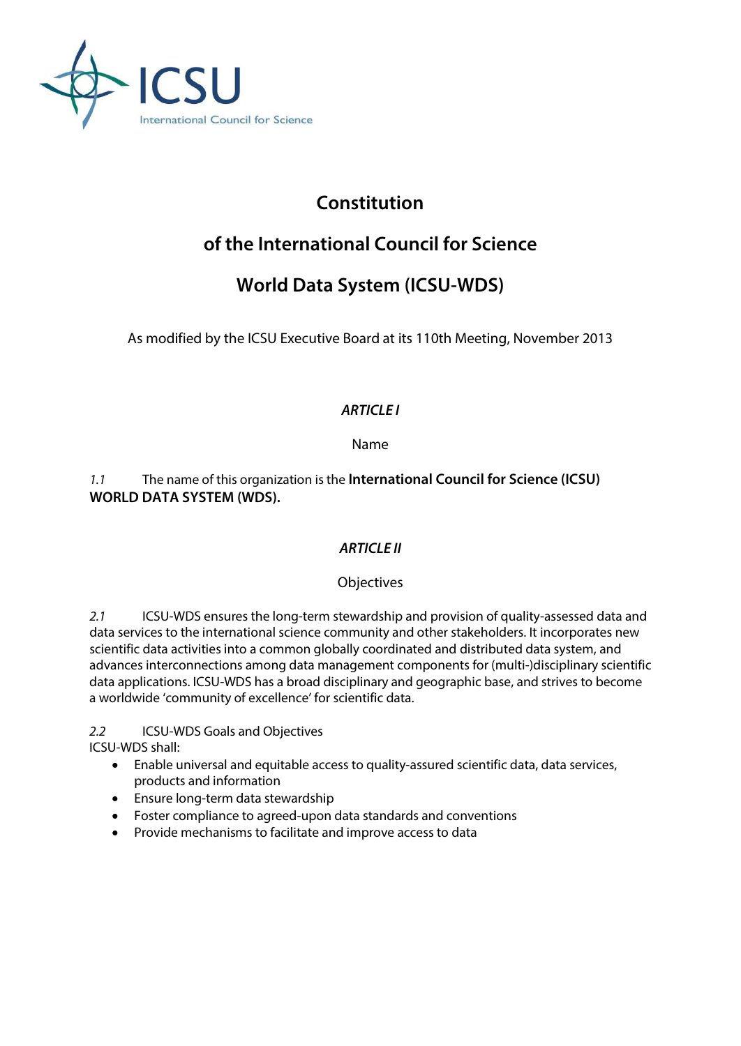ICSU

International Council for Science

# Constitution

# of the International Council for Science

# World Data System (ICSU-WDS)

As modified by the ICSU Executive Board at its 110th Meeting, November 2013

## *ARTICLE I*

Name

*1.1* The name of this organization is the **International Council for Science (ICSU) WORLD DATA SYSTEM (WDS).**

## *ARTICLE II*

Objectives

*2.1* ICSU-WDS ensures the long-term stewardship and provision of quality-assessed data and data services to the international science community and other stakeholders. It incorporates new scientific data activities into a common globally coordinated and distributed data system, and advances interconnections among data management components for (multi-)disciplinary scientific data applications. ICSU-WDS has a broad disciplinary and geographic base, and strives to become a worldwide 'community of excellence' for scientific data.

*2.2* ICSU-WDS Goals and Objectives
ICSU-WDS shall:

- Enable universal and equitable access to quality-assured scientific data, data services, products and information
- Ensure long-term data stewardship
- Foster compliance to agreed-upon data standards and conventions
- Provide mechanisms to facilitate and improve access to data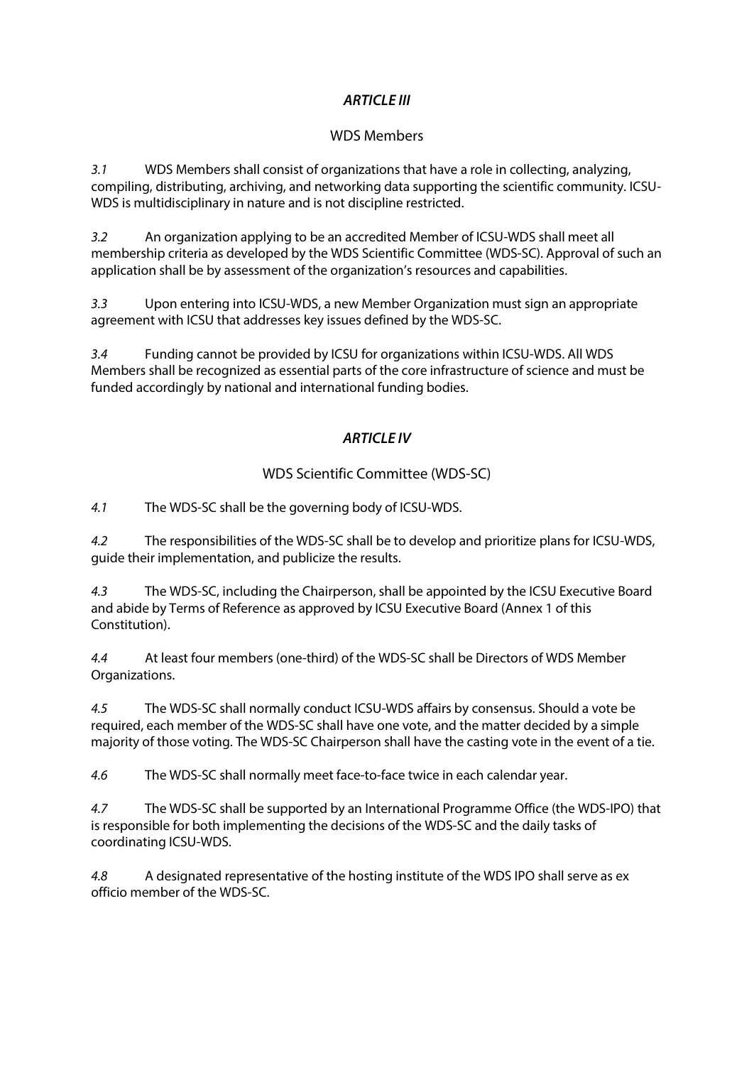## *ARTICLE III*

### WDS Members

*3.1* WDS Members shall consist of organizations that have a role in collecting, analyzing, compiling, distributing, archiving, and networking data supporting the scientific community. ICSU-WDS is multidisciplinary in nature and is not discipline restricted.

*3.2* An organization applying to be an accredited Member of ICSU-WDS shall meet all membership criteria as developed by the WDS Scientific Committee (WDS-SC). Approval of such an application shall be by assessment of the organization's resources and capabilities.

*3.3* Upon entering into ICSU-WDS, a new Member Organization must sign an appropriate agreement with ICSU that addresses key issues defined by the WDS-SC.

*3.4* Funding cannot be provided by ICSU for organizations within ICSU-WDS. All WDS Members shall be recognized as essential parts of the core infrastructure of science and must be funded accordingly by national and international funding bodies.

## *ARTICLE IV*

### WDS Scientific Committee (WDS-SC)

*4.1* The WDS-SC shall be the governing body of ICSU-WDS.

*4.2* The responsibilities of the WDS-SC shall be to develop and prioritize plans for ICSU-WDS, guide their implementation, and publicize the results.

*4.3* The WDS-SC, including the Chairperson, shall be appointed by the ICSU Executive Board and abide by Terms of Reference as approved by ICSU Executive Board (Annex 1 of this Constitution).

*4.4* At least four members (one-third) of the WDS-SC shall be Directors of WDS Member Organizations.

*4.5* The WDS-SC shall normally conduct ICSU-WDS affairs by consensus. Should a vote be required, each member of the WDS-SC shall have one vote, and the matter decided by a simple majority of those voting. The WDS-SC Chairperson shall have the casting vote in the event of a tie.

*4.6* The WDS-SC shall normally meet face-to-face twice in each calendar year.

*4.7* The WDS-SC shall be supported by an International Programme Office (the WDS-IPO) that is responsible for both implementing the decisions of the WDS-SC and the daily tasks of coordinating ICSU-WDS.

*4.8* A designated representative of the hosting institute of the WDS IPO shall serve as ex officio member of the WDS-SC.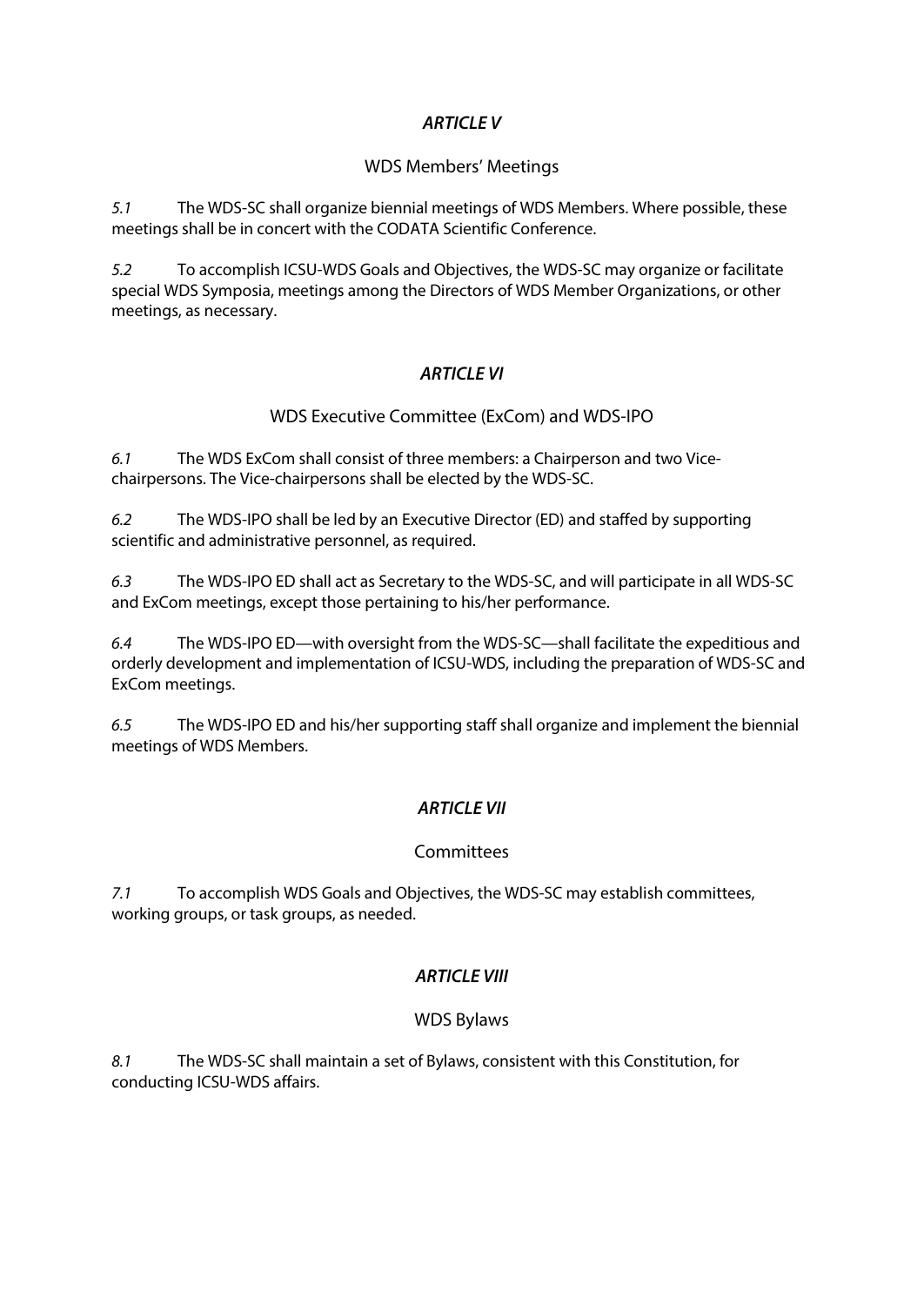## *ARTICLE V*

### WDS Members' Meetings

*5.1* The WDS-SC shall organize biennial meetings of WDS Members. Where possible, these meetings shall be in concert with the CODATA Scientific Conference.

*5.2* To accomplish ICSU-WDS Goals and Objectives, the WDS-SC may organize or facilitate special WDS Symposia, meetings among the Directors of WDS Member Organizations, or other meetings, as necessary.

## *ARTICLE VI*

### WDS Executive Committee (ExCom) and WDS-IPO

*6.1* The WDS ExCom shall consist of three members: a Chairperson and two Vice-chairpersons. The Vice-chairpersons shall be elected by the WDS-SC.

*6.2* The WDS-IPO shall be led by an Executive Director (ED) and staffed by supporting scientific and administrative personnel, as required.

*6.3* The WDS-IPO ED shall act as Secretary to the WDS-SC, and will participate in all WDS-SC and ExCom meetings, except those pertaining to his/her performance.

*6.4* The WDS-IPO ED—with oversight from the WDS-SC—shall facilitate the expeditious and orderly development and implementation of ICSU-WDS, including the preparation of WDS-SC and ExCom meetings.

*6.5* The WDS-IPO ED and his/her supporting staff shall organize and implement the biennial meetings of WDS Members.

## *ARTICLE VII*

### Committees

*7.1* To accomplish WDS Goals and Objectives, the WDS-SC may establish committees, working groups, or task groups, as needed.

## *ARTICLE VIII*

### WDS Bylaws

*8.1* The WDS-SC shall maintain a set of Bylaws, consistent with this Constitution, for conducting ICSU-WDS affairs.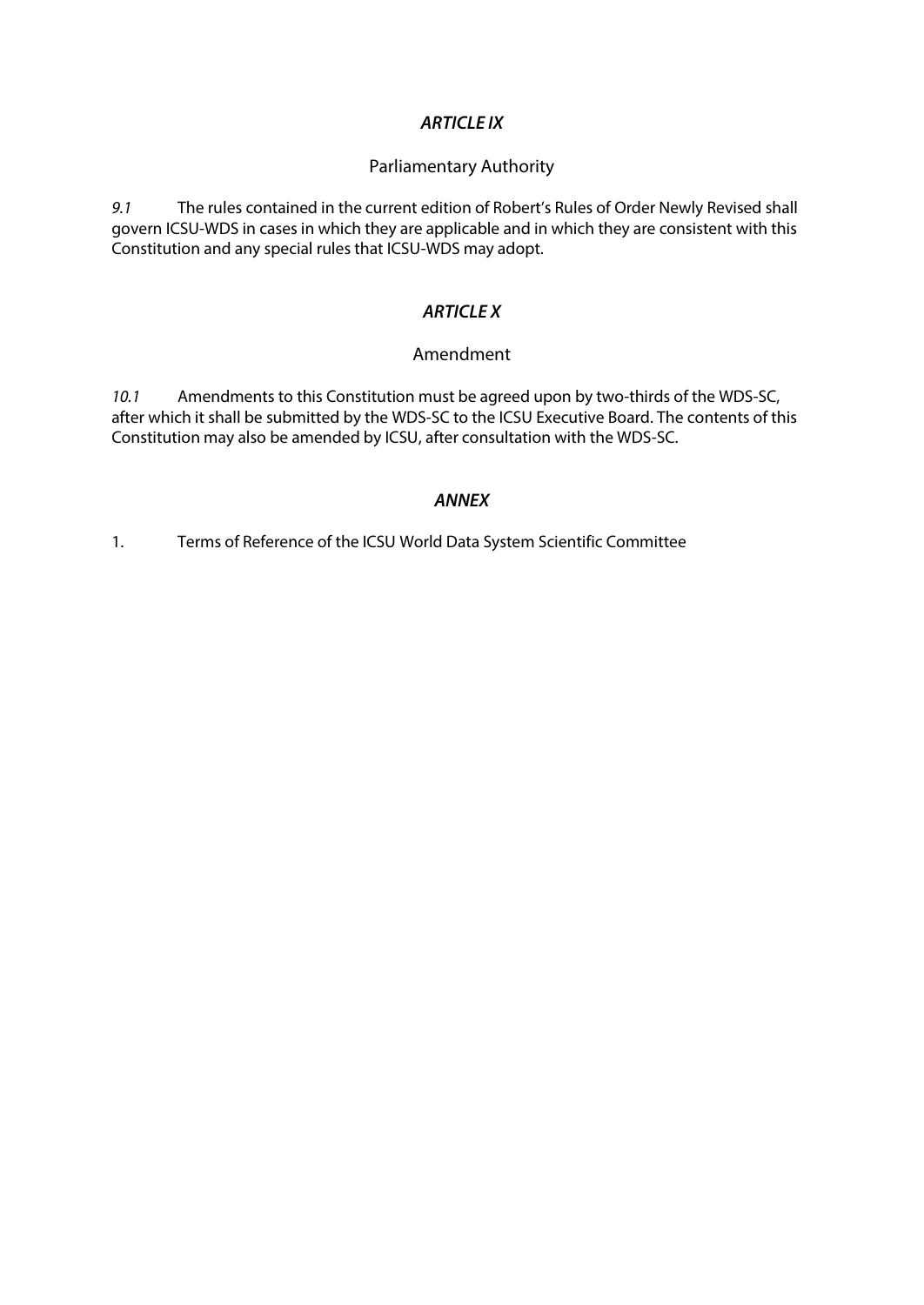## *ARTICLE IX*

### Parliamentary Authority

*9.1* The rules contained in the current edition of Robert's Rules of Order Newly Revised shall govern ICSU-WDS in cases in which they are applicable and in which they are consistent with this Constitution and any special rules that ICSU-WDS may adopt.

## *ARTICLE X*

### Amendment

*10.1* Amendments to this Constitution must be agreed upon by two-thirds of the WDS-SC, after which it shall be submitted by the WDS-SC to the ICSU Executive Board. The contents of this Constitution may also be amended by ICSU, after consultation with the WDS-SC.

## *ANNEX*

1. Terms of Reference of the ICSU World Data System Scientific Committee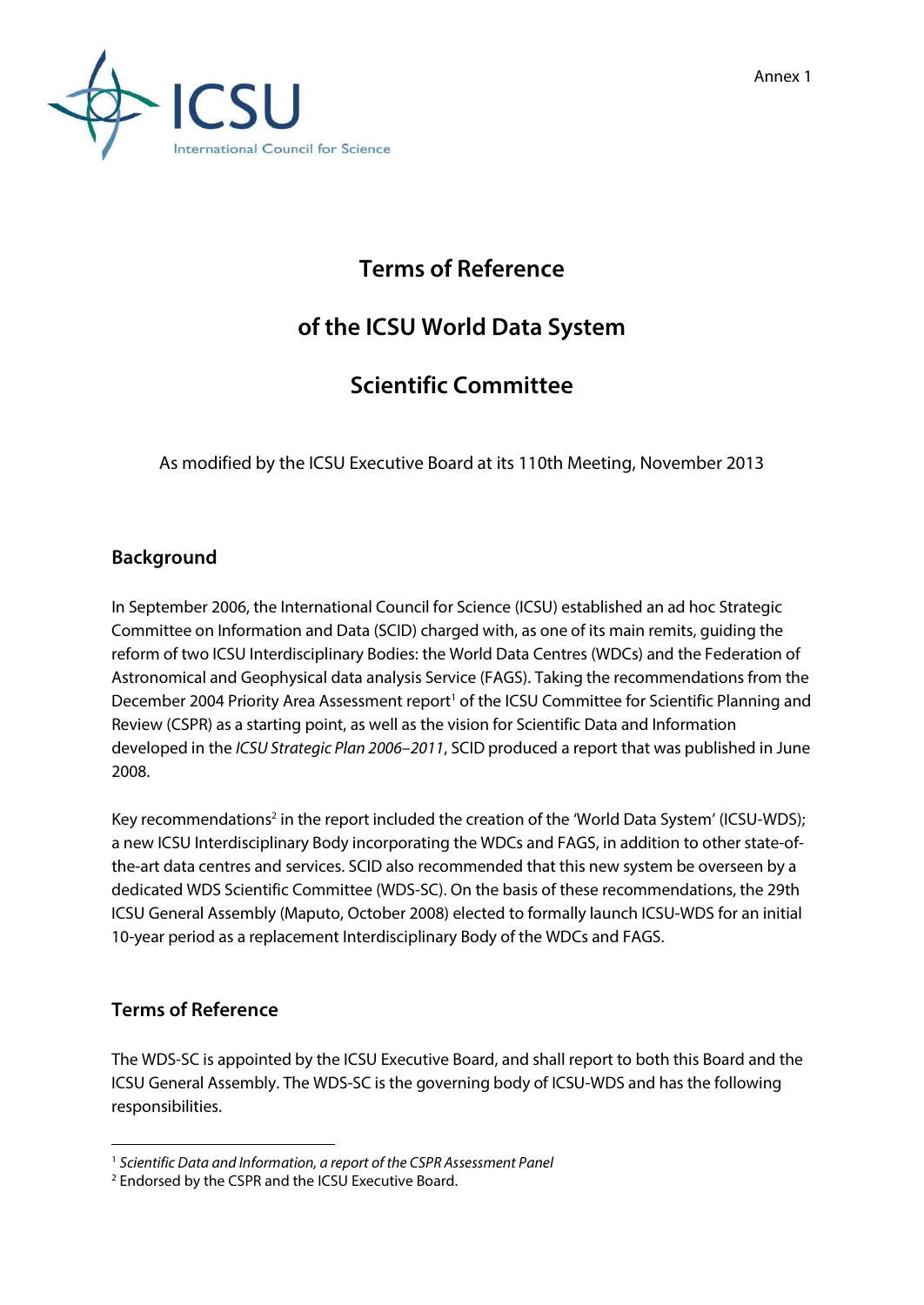Annex 1

# Terms of Reference

# of the ICSU World Data System

# Scientific Committee

As modified by the ICSU Executive Board at its 110th Meeting, November 2013

## Background

In September 2006, the International Council for Science (ICSU) established an ad hoc Strategic Committee on Information and Data (SCID) charged with, as one of its main remits, guiding the reform of two ICSU Interdisciplinary Bodies: the World Data Centres (WDCs) and the Federation of Astronomical and Geophysical data analysis Service (FAGS). Taking the recommendations from the December 2004 Priority Area Assessment report[1] of the ICSU Committee for Scientific Planning and Review (CSPR) as a starting point, as well as the vision for Scientific Data and Information developed in the *ICSU Strategic Plan 2006–2011*, SCID produced a report that was published in June 2008.

Key recommendations[2] in the report included the creation of the 'World Data System' (ICSU-WDS); a new ICSU Interdisciplinary Body incorporating the WDCs and FAGS, in addition to other state-of-the-art data centres and services. SCID also recommended that this new system be overseen by a dedicated WDS Scientific Committee (WDS-SC). On the basis of these recommendations, the 29th ICSU General Assembly (Maputo, October 2008) elected to formally launch ICSU-WDS for an initial 10-year period as a replacement Interdisciplinary Body of the WDCs and FAGS.

## Terms of Reference

The WDS-SC is appointed by the ICSU Executive Board, and shall report to both this Board and the ICSU General Assembly. The WDS-SC is the governing body of ICSU-WDS and has the following responsibilities.

---

[1] *Scientific Data and Information, a report of the CSPR Assessment Panel*

[2] Endorsed by the CSPR and the ICSU Executive Board.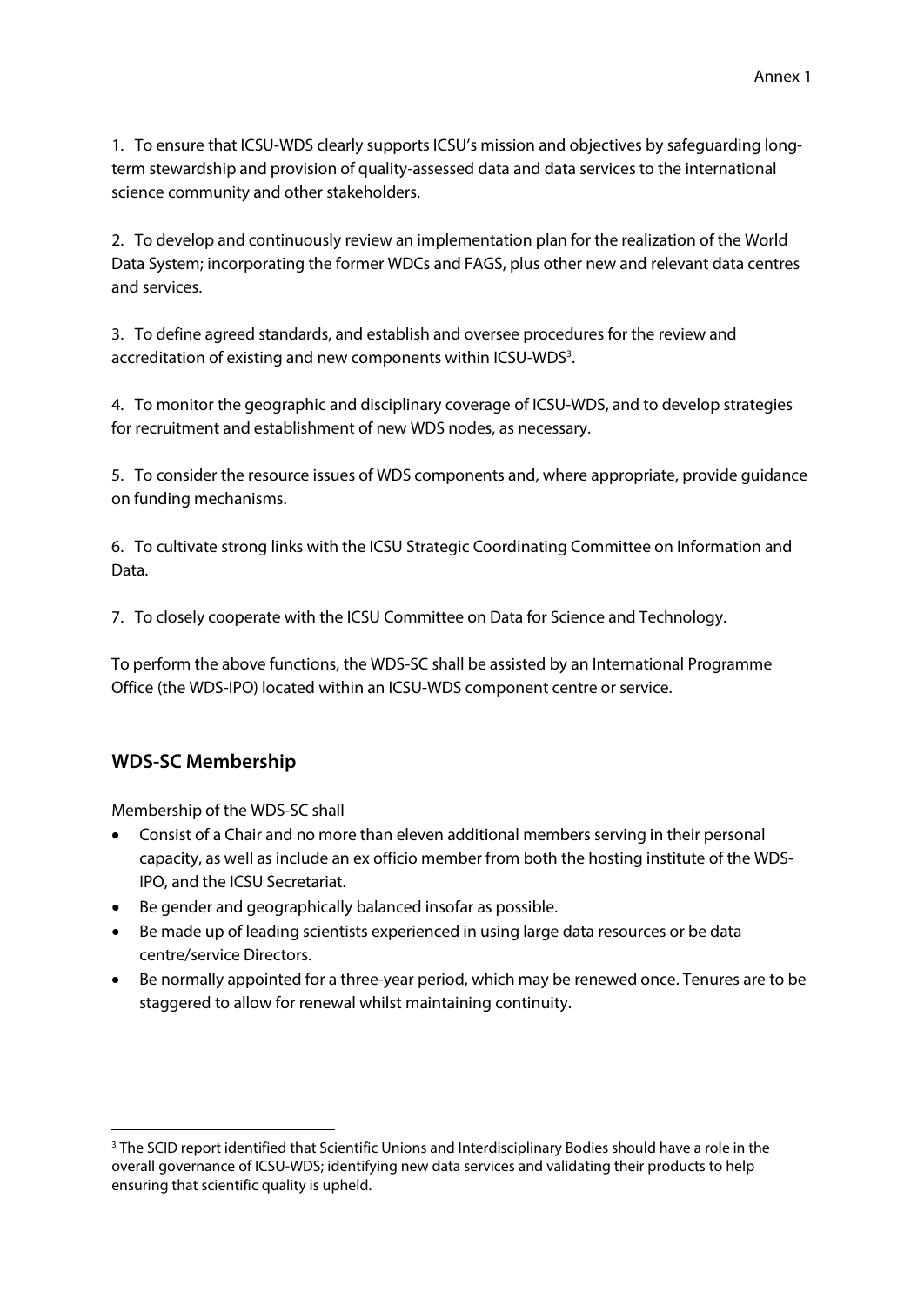1. To ensure that ICSU-WDS clearly supports ICSU's mission and objectives by safeguarding long-term stewardship and provision of quality-assessed data and data services to the international science community and other stakeholders.

2. To develop and continuously review an implementation plan for the realization of the World Data System; incorporating the former WDCs and FAGS, plus other new and relevant data centres and services.

3. To define agreed standards, and establish and oversee procedures for the review and accreditation of existing and new components within ICSU-WDS[3].

4. To monitor the geographic and disciplinary coverage of ICSU-WDS, and to develop strategies for recruitment and establishment of new WDS nodes, as necessary.

5. To consider the resource issues of WDS components and, where appropriate, provide guidance on funding mechanisms.

6. To cultivate strong links with the ICSU Strategic Coordinating Committee on Information and Data.

7. To closely cooperate with the ICSU Committee on Data for Science and Technology.

To perform the above functions, the WDS-SC shall be assisted by an International Programme Office (the WDS-IPO) located within an ICSU-WDS component centre or service.

## WDS-SC Membership

Membership of the WDS-SC shall

- Consist of a Chair and no more than eleven additional members serving in their personal capacity, as well as include an ex officio member from both the hosting institute of the WDS-IPO, and the ICSU Secretariat.
- Be gender and geographically balanced insofar as possible.
- Be made up of leading scientists experienced in using large data resources or be data centre/service Directors.
- Be normally appointed for a three-year period, which may be renewed once. Tenures are to be staggered to allow for renewal whilst maintaining continuity.

---

[3] The SCID report identified that Scientific Unions and Interdisciplinary Bodies should have a role in the overall governance of ICSU-WDS; identifying new data services and validating their products to help ensuring that scientific quality is upheld.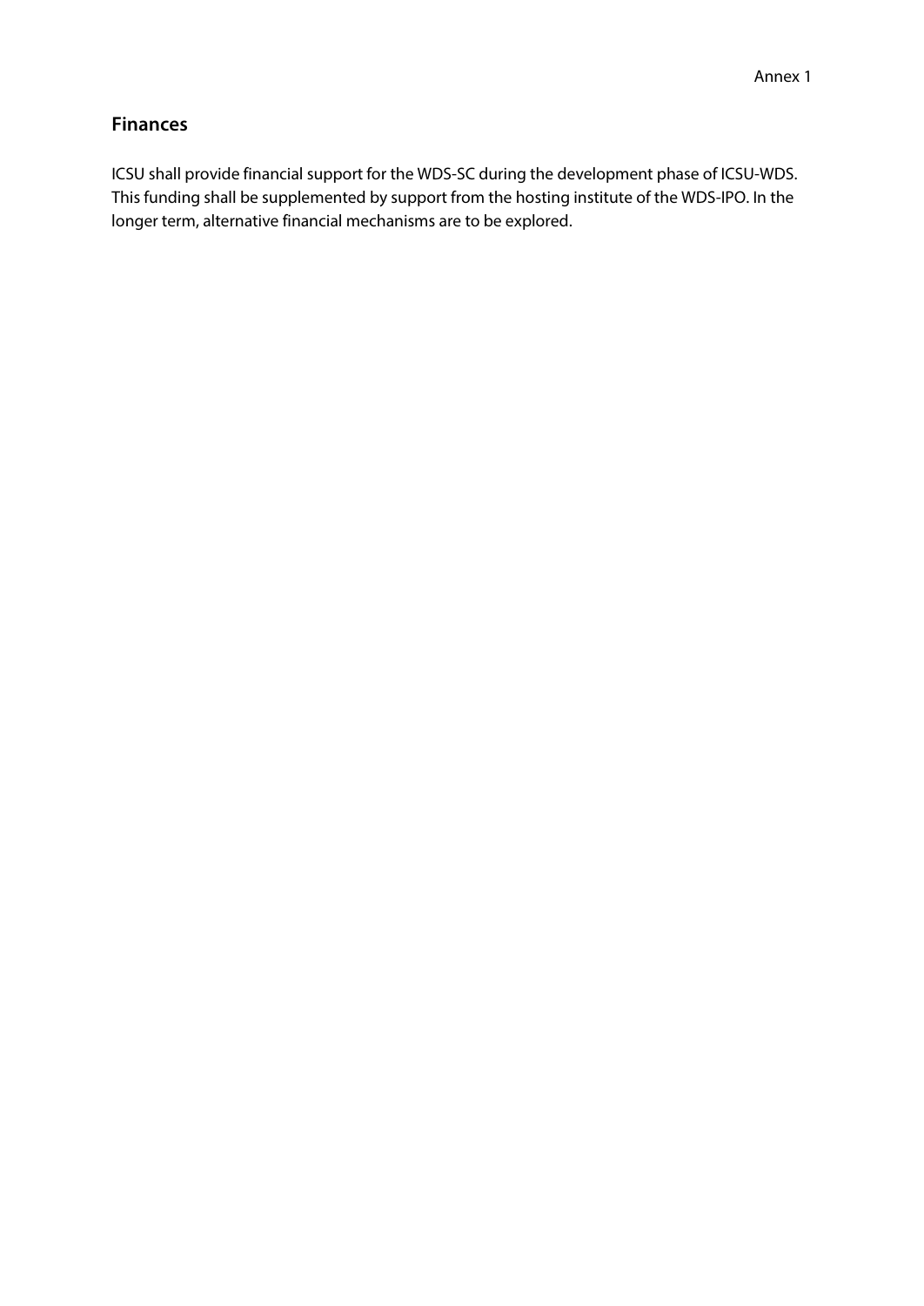## Finances

ICSU shall provide financial support for the WDS-SC during the development phase of ICSU-WDS. This funding shall be supplemented by support from the hosting institute of the WDS-IPO. In the longer term, alternative financial mechanisms are to be explored.